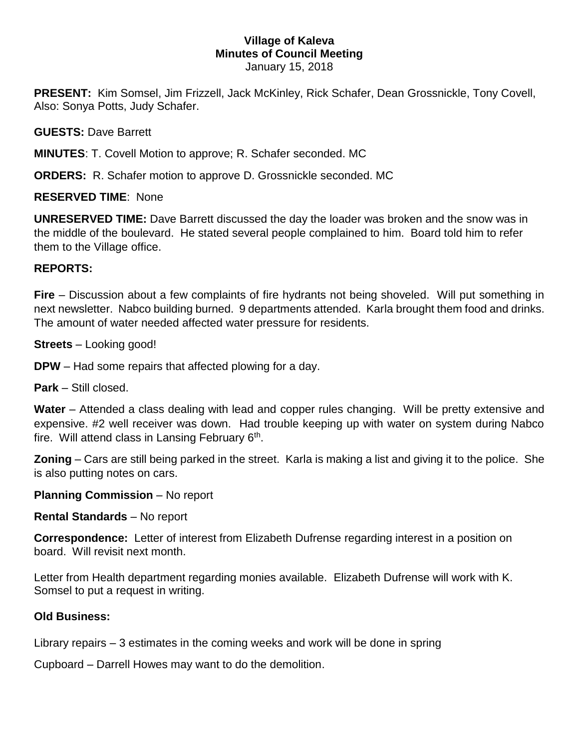**Village of Kaleva**
**Minutes of Council Meeting**
January 15, 2018

**PRESENT:** Kim Somsel, Jim Frizzell, Jack McKinley, Rick Schafer, Dean Grossnickle, Tony Covell, Also: Sonya Potts, Judy Schafer.

**GUESTS:** Dave Barrett

**MINUTES**: T. Covell Motion to approve; R. Schafer seconded. MC

**ORDERS:** R. Schafer motion to approve D. Grossnickle seconded. MC

**RESERVED TIME**: None

**UNRESERVED TIME:** Dave Barrett discussed the day the loader was broken and the snow was in the middle of the boulevard. He stated several people complained to him. Board told him to refer them to the Village office.

**REPORTS:**

**Fire** – Discussion about a few complaints of fire hydrants not being shoveled. Will put something in next newsletter. Nabco building burned. 9 departments attended. Karla brought them food and drinks. The amount of water needed affected water pressure for residents.

**Streets** – Looking good!

**DPW** – Had some repairs that affected plowing for a day.

**Park** – Still closed.

**Water** – Attended a class dealing with lead and copper rules changing. Will be pretty extensive and expensive. #2 well receiver was down. Had trouble keeping up with water on system during Nabco fire. Will attend class in Lansing February 6th.

**Zoning** – Cars are still being parked in the street. Karla is making a list and giving it to the police. She is also putting notes on cars.

**Planning Commission** – No report

**Rental Standards** – No report

**Correspondence:** Letter of interest from Elizabeth Dufrense regarding interest in a position on board. Will revisit next month.

Letter from Health department regarding monies available. Elizabeth Dufrense will work with K. Somsel to put a request in writing.

**Old Business:**

Library repairs – 3 estimates in the coming weeks and work will be done in spring

Cupboard – Darrell Howes may want to do the demolition.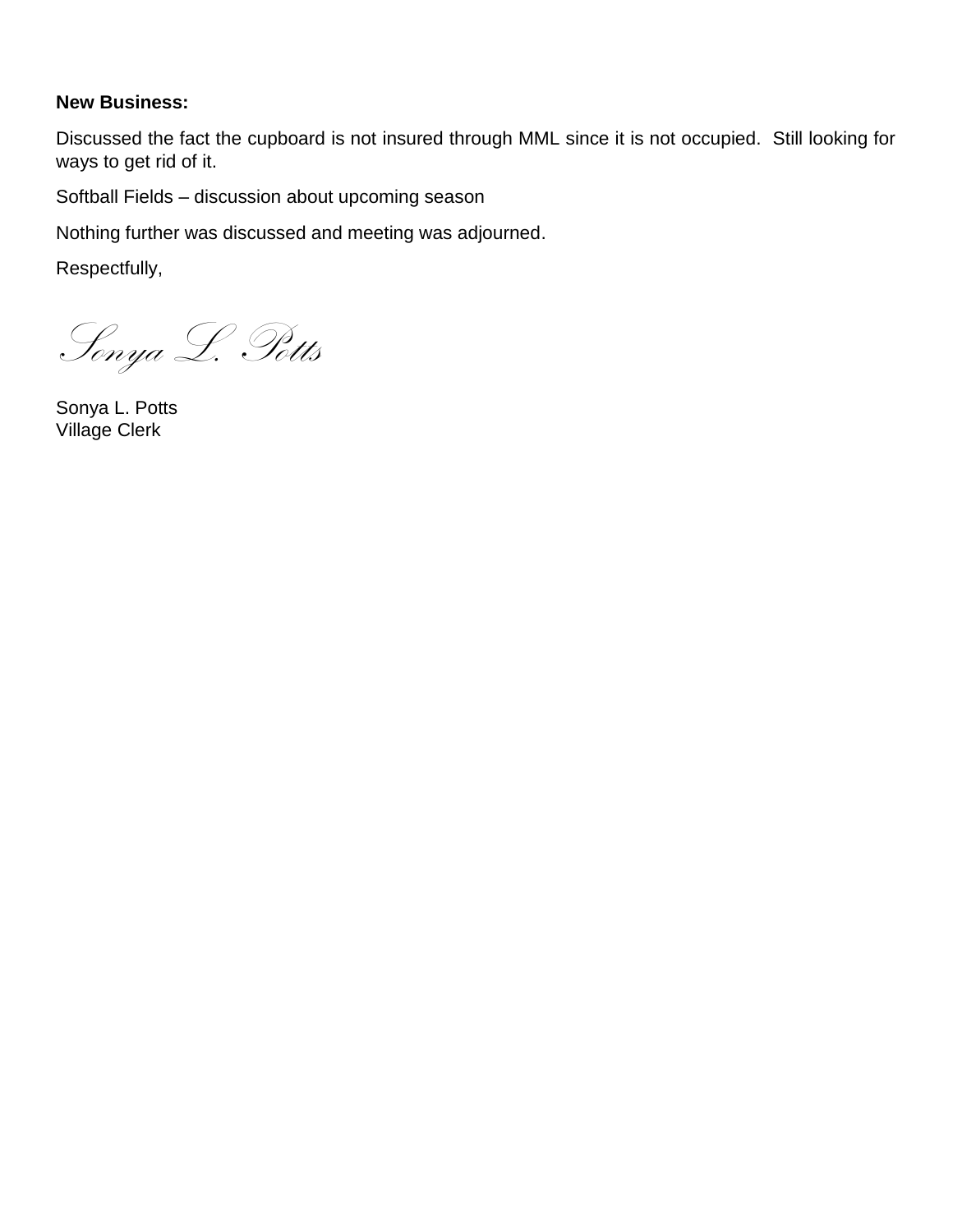**New Business:**

Discussed the fact the cupboard is not insured through MML since it is not occupied. Still looking for ways to get rid of it.

Softball Fields – discussion about upcoming season

Nothing further was discussed and meeting was adjourned.

Respectfully,

*Sonya L. Potts*

Sonya L. Potts
Village Clerk